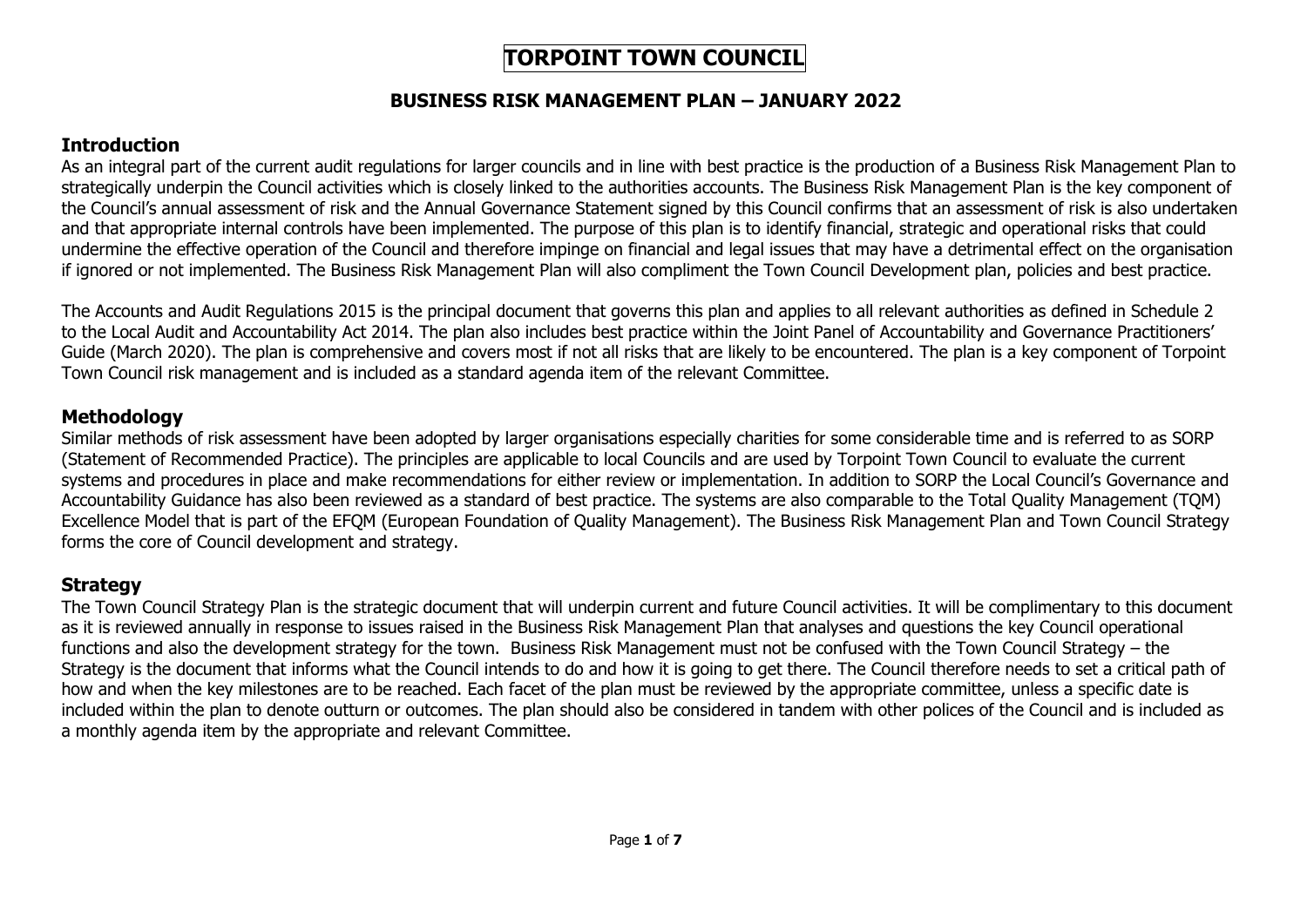# TORPOINT TOWN COUNCIL

## BUSINESS RISK MANAGEMENT PLAN – JANUARY 2022

### Introduction

As an integral part of the current audit regulations for larger councils and in line with best practice is the production of a Business Risk Management Plan to strategically underpin the Council activities which is closely linked to the authorities accounts. The Business Risk Management Plan is the key component of the Council's annual assessment of risk and the Annual Governance Statement signed by this Council confirms that an assessment of risk is also undertaken and that appropriate internal controls have been implemented. The purpose of this plan is to identify financial, strategic and operational risks that could undermine the effective operation of the Council and therefore impinge on financial and legal issues that may have a detrimental effect on the organisation if ignored or not implemented. The Business Risk Management Plan will also compliment the Town Council Development plan, policies and best practice.

The Accounts and Audit Regulations 2015 is the principal document that governs this plan and applies to all relevant authorities as defined in Schedule 2 to the Local Audit and Accountability Act 2014. The plan also includes best practice within the Joint Panel of Accountability and Governance Practitioners' Guide (March 2020). The plan is comprehensive and covers most if not all risks that are likely to be encountered. The plan is a key component of Torpoint Town Council risk management and is included as a standard agenda item of the relevant Committee.

### Methodology

Similar methods of risk assessment have been adopted by larger organisations especially charities for some considerable time and is referred to as SORP (Statement of Recommended Practice). The principles are applicable to local Councils and are used by Torpoint Town Council to evaluate the current systems and procedures in place and make recommendations for either review or implementation. In addition to SORP the Local Council's Governance and Accountability Guidance has also been reviewed as a standard of best practice. The systems are also comparable to the Total Quality Management (TQM) Excellence Model that is part of the EFQM (European Foundation of Quality Management). The Business Risk Management Plan and Town Council Strategy forms the core of Council development and strategy.

### Strategy

The Town Council Strategy Plan is the strategic document that will underpin current and future Council activities. It will be complimentary to this document as it is reviewed annually in response to issues raised in the Business Risk Management Plan that analyses and questions the key Council operational functions and also the development strategy for the town. Business Risk Management must not be confused with the Town Council Strategy – the Strategy is the document that informs what the Council intends to do and how it is going to get there. The Council therefore needs to set a critical path of how and when the key milestones are to be reached. Each facet of the plan must be reviewed by the appropriate committee, unless a specific date is included within the plan to denote outturn or outcomes. The plan should also be considered in tandem with other polices of the Council and is included as a monthly agenda item by the appropriate and relevant Committee.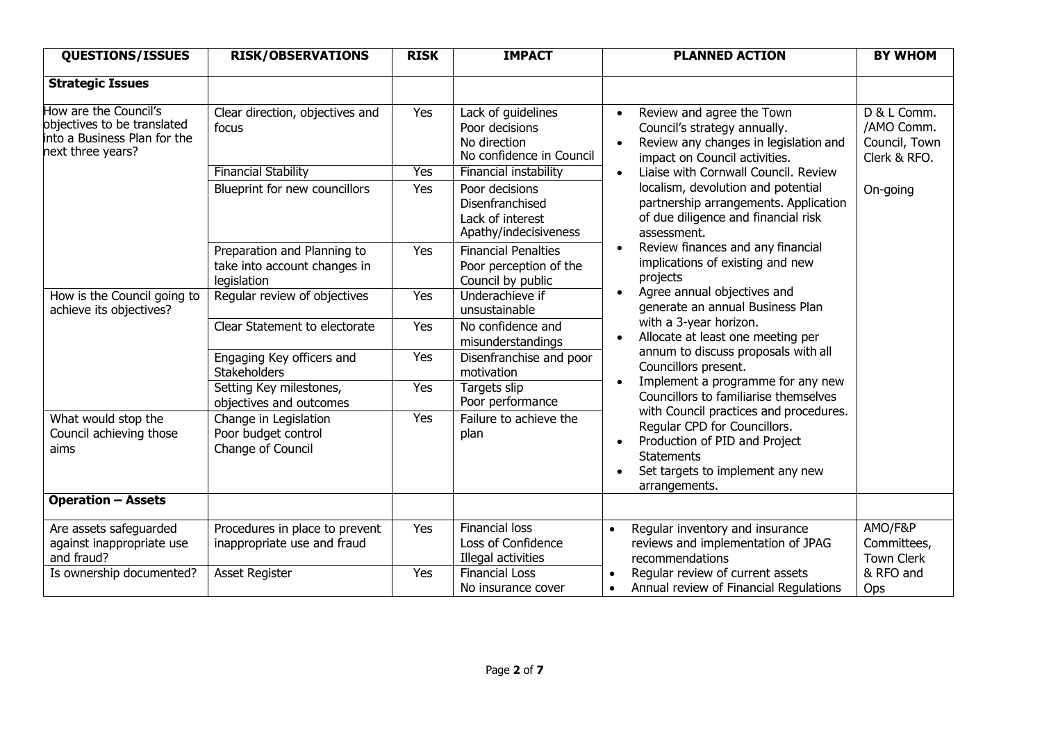| QUESTIONS/ISSUES | RISK/OBSERVATIONS | RISK | IMPACT | PLANNED ACTION | BY WHOM |
|---|---|---|---|---|---|
| **Strategic Issues** | | | | | |
| How are the Council's objectives to be translated into a Business Plan for the next three years? | Clear direction, objectives and focus | Yes | Lack of guidelines<br>Poor decisions<br>No direction<br>No confidence in Council | • Review and agree the Town Council's strategy annually.<br>• Review any changes in legislation and impact on Council activities.<br>• Liaise with Cornwall Council. Review localism, devolution and potential partnership arrangements. Application of due diligence and financial risk assessment.<br>• Review finances and any financial implications of existing and new projects<br>• Agree annual objectives and generate an annual Business Plan with a 3-year horizon.<br>• Allocate at least one meeting per annum to discuss proposals with all Councillors present.<br>• Implement a programme for any new Councillors to familiarise themselves with Council practices and procedures. Regular CPD for Councillors.<br>• Production of PID and Project Statements<br>• Set targets to implement any new arrangements. | D & L Comm. /AMO Comm. Council, Town Clerk & RFO.<br><br>On-going |
| | Financial Stability | Yes | Financial instability | | |
| | Blueprint for new councillors | Yes | Poor decisions<br>Disenfranchised<br>Lack of interest<br>Apathy/indecisiveness | | |
| | Preparation and Planning to take into account changes in legislation | Yes | Financial Penalties<br>Poor perception of the Council by public | | |
| How is the Council going to achieve its objectives? | Regular review of objectives | Yes | Underachieve if unsustainable | | |
| | Clear Statement to electorate | Yes | No confidence and misunderstandings | | |
| | Engaging Key officers and Stakeholders | Yes | Disenfranchise and poor motivation | | |
| | Setting Key milestones, objectives and outcomes | Yes | Targets slip<br>Poor performance | | |
| What would stop the Council achieving those aims | Change in Legislation<br>Poor budget control<br>Change of Council | Yes | Failure to achieve the plan | | |
| **Operation – Assets** | | | | | |
| Are assets safeguarded against inappropriate use and fraud? | Procedures in place to prevent inappropriate use and fraud | Yes | Financial loss<br>Loss of Confidence<br>Illegal activities | • Regular inventory and insurance reviews and implementation of JPAG recommendations | AMO/F&P Committees, Town Clerk & RFO and Ops |
| Is ownership documented? | Asset Register | Yes | Financial Loss<br>No insurance cover | • Regular review of current assets<br>• Annual review of Financial Regulations | |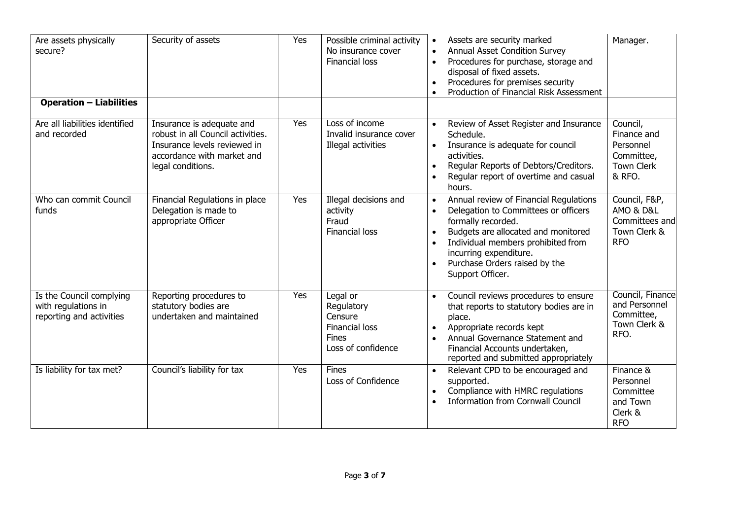| | | | | | |
|---|---|---|---|---|---|
| Are assets physically secure? | Security of assets | Yes | Possible criminal activity<br>No insurance cover<br>Financial loss | • Assets are security marked<br>• Annual Asset Condition Survey<br>• Procedures for purchase, storage and disposal of fixed assets.<br>• Procedures for premises security<br>• Production of Financial Risk Assessment | Manager. |
| **Operation – Liabilities** | | | | | |
| Are all liabilities identified and recorded | Insurance is adequate and robust in all Council activities. Insurance levels reviewed in accordance with market and legal conditions. | Yes | Loss of income<br>Invalid insurance cover<br>Illegal activities | • Review of Asset Register and Insurance Schedule.<br>• Insurance is adequate for council activities.<br>• Regular Reports of Debtors/Creditors.<br>• Regular report of overtime and casual hours. | Council, Finance and Personnel Committee, Town Clerk & RFO. |
| Who can commit Council funds | Financial Regulations in place Delegation is made to appropriate Officer | Yes | Illegal decisions and activity<br>Fraud<br>Financial loss | • Annual review of Financial Regulations<br>• Delegation to Committees or officers formally recorded.<br>• Budgets are allocated and monitored<br>• Individual members prohibited from incurring expenditure.<br>• Purchase Orders raised by the Support Officer. | Council, F&P, AMO & D&L Committees and Town Clerk & RFO |
| Is the Council complying with regulations in reporting and activities | Reporting procedures to statutory bodies are undertaken and maintained | Yes | Legal or<br>Regulatory<br>Censure<br>Financial loss<br>Fines<br>Loss of confidence | • Council reviews procedures to ensure that reports to statutory bodies are in place.<br>• Appropriate records kept<br>• Annual Governance Statement and Financial Accounts undertaken, reported and submitted appropriately | Council, Finance and Personnel Committee, Town Clerk & RFO. |
| Is liability for tax met? | Council's liability for tax | Yes | Fines<br>Loss of Confidence | • Relevant CPD to be encouraged and supported.<br>• Compliance with HMRC regulations<br>• Information from Cornwall Council | Finance & Personnel Committee and Town Clerk & RFO |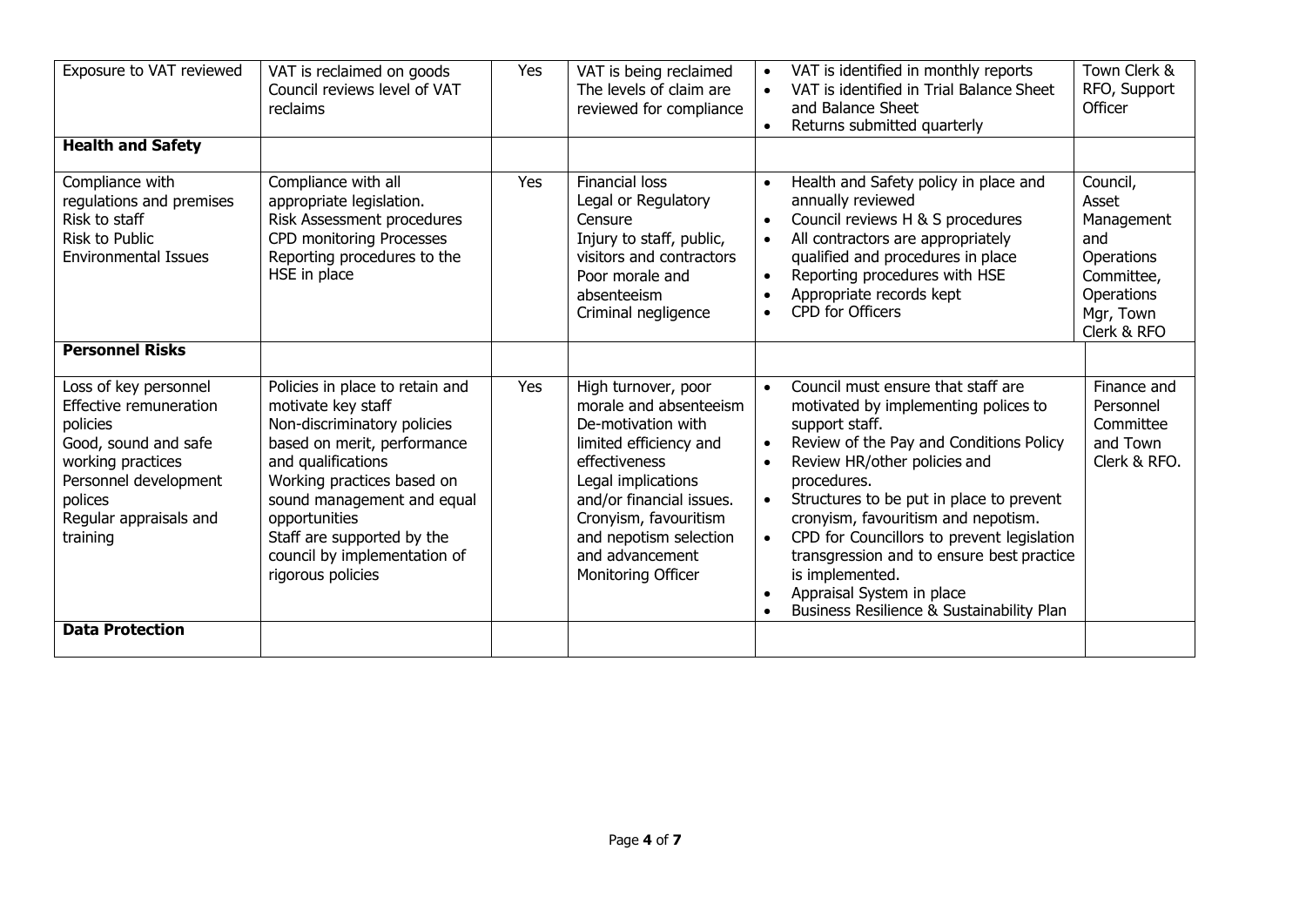| | | | | | |
|---|---|---|---|---|---|
| Exposure to VAT reviewed | VAT is reclaimed on goods<br>Council reviews level of VAT reclaims | Yes | VAT is being reclaimed<br>The levels of claim are reviewed for compliance | • VAT is identified in monthly reports<br>• VAT is identified in Trial Balance Sheet and Balance Sheet<br>• Returns submitted quarterly | Town Clerk & RFO, Support Officer |
| **Health and Safety** | | | | | |
| Compliance with regulations and premises<br>Risk to staff<br>Risk to Public<br>Environmental Issues | Compliance with all appropriate legislation.<br>Risk Assessment procedures<br>CPD monitoring Processes<br>Reporting procedures to the HSE in place | Yes | Financial loss<br>Legal or Regulatory Censure<br>Injury to staff, public, visitors and contractors<br>Poor morale and absenteeism<br>Criminal negligence | • Health and Safety policy in place and annually reviewed<br>• Council reviews H & S procedures<br>• All contractors are appropriately qualified and procedures in place<br>• Reporting procedures with HSE<br>• Appropriate records kept<br>• CPD for Officers | Council, Asset Management and Operations Committee, Operations Mgr, Town Clerk & RFO |
| **Personnel Risks** | | | | | |
| Loss of key personnel<br>Effective remuneration policies<br>Good, sound and safe working practices<br>Personnel development polices<br>Regular appraisals and training | Policies in place to retain and motivate key staff<br>Non-discriminatory policies based on merit, performance and qualifications<br>Working practices based on sound management and equal opportunities<br>Staff are supported by the council by implementation of rigorous policies | Yes | High turnover, poor morale and absenteeism<br>De-motivation with limited efficiency and effectiveness<br>Legal implications and/or financial issues.<br>Cronyism, favouritism and nepotism selection and advancement<br>Monitoring Officer | • Council must ensure that staff are motivated by implementing polices to support staff.<br>• Review of the Pay and Conditions Policy<br>• Review HR/other policies and procedures.<br>• Structures to be put in place to prevent cronyism, favouritism and nepotism.<br>• CPD for Councillors to prevent legislation transgression and to ensure best practice is implemented.<br>• Appraisal System in place<br>• Business Resilience & Sustainability Plan | Finance and Personnel Committee and Town Clerk & RFO. |
| **Data Protection** | | | | | |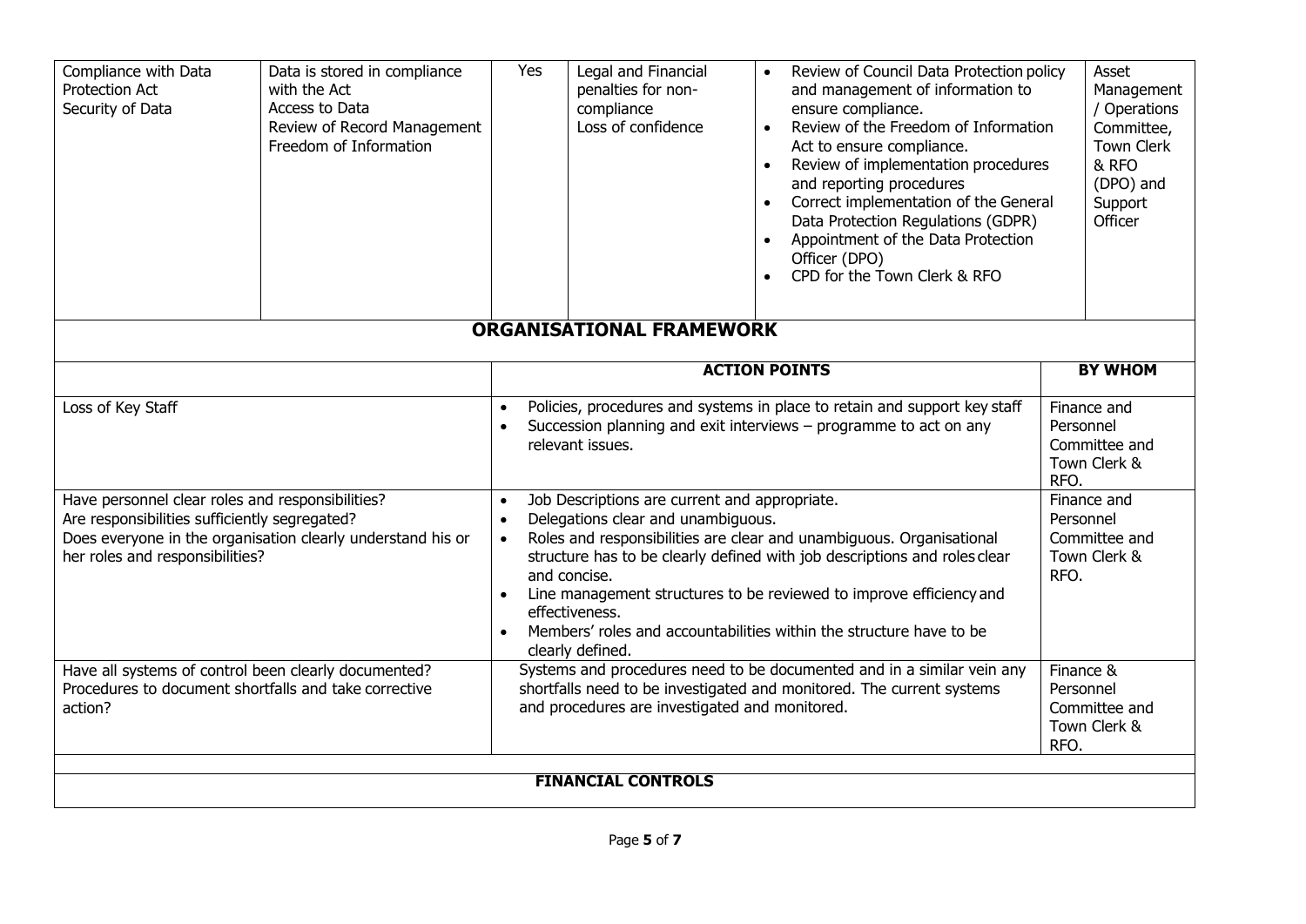| Compliance with Data Protection Act<br>Security of Data | Data is stored in compliance with the Act<br>Access to Data<br>Review of Record Management<br>Freedom of Information | Yes | Legal and Financial penalties for non-compliance<br>Loss of confidence | • Review of Council Data Protection policy and management of information to ensure compliance.<br>• Review of the Freedom of Information Act to ensure compliance.<br>• Review of implementation procedures and reporting procedures<br>• Correct implementation of the General Data Protection Regulations (GDPR)<br>• Appointment of the Data Protection Officer (DPO)<br>• CPD for the Town Clerk & RFO | Asset Management / Operations Committee, Town Clerk & RFO (DPO) and Support Officer |
|---|---|---|---|---|---|

## ORGANISATIONAL FRAMEWORK

| | ACTION POINTS | BY WHOM |
|---|---|---|
| Loss of Key Staff | • Policies, procedures and systems in place to retain and support key staff<br>• Succession planning and exit interviews – programme to act on any relevant issues. | Finance and Personnel Committee and Town Clerk & RFO. |
| Have personnel clear roles and responsibilities?<br>Are responsibilities sufficiently segregated?<br>Does everyone in the organisation clearly understand his or her roles and responsibilities? | • Job Descriptions are current and appropriate.<br>• Delegations clear and unambiguous.<br>• Roles and responsibilities are clear and unambiguous. Organisational structure has to be clearly defined with job descriptions and roles clear and concise.<br>• Line management structures to be reviewed to improve efficiency and effectiveness.<br>• Members' roles and accountabilities within the structure have to be clearly defined. | Finance and Personnel Committee and Town Clerk & RFO. |
| Have all systems of control been clearly documented?<br>Procedures to document shortfalls and take corrective action? | Systems and procedures need to be documented and in a similar vein any shortfalls need to be investigated and monitored. The current systems and procedures are investigated and monitored. | Finance & Personnel Committee and Town Clerk & RFO. |

## FINANCIAL CONTROLS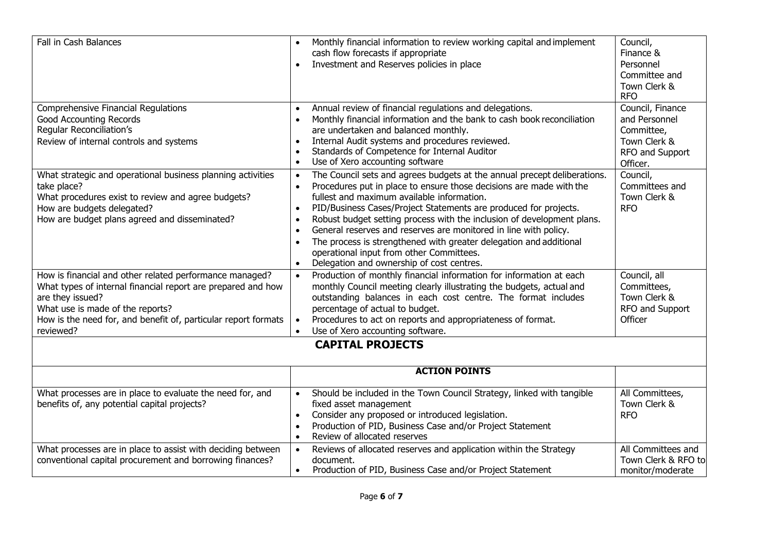| | | |
|---|---|---|
| Fall in Cash Balances | • Monthly financial information to review working capital and implement cash flow forecasts if appropriate<br>• Investment and Reserves policies in place | Council, Finance & Personnel Committee and Town Clerk & RFO |
| Comprehensive Financial Regulations<br>Good Accounting Records<br>Regular Reconciliation's<br>Review of internal controls and systems | • Annual review of financial regulations and delegations.<br>• Monthly financial information and the bank to cash book reconciliation are undertaken and balanced monthly.<br>• Internal Audit systems and procedures reviewed.<br>• Standards of Competence for Internal Auditor<br>• Use of Xero accounting software | Council, Finance and Personnel Committee, Town Clerk & RFO and Support Officer. |
| What strategic and operational business planning activities take place?<br>What procedures exist to review and agree budgets?<br>How are budgets delegated?<br>How are budget plans agreed and disseminated? | • The Council sets and agrees budgets at the annual precept deliberations.<br>• Procedures put in place to ensure those decisions are made with the fullest and maximum available information.<br>• PID/Business Cases/Project Statements are produced for projects.<br>• Robust budget setting process with the inclusion of development plans.<br>• General reserves and reserves are monitored in line with policy.<br>• The process is strengthened with greater delegation and additional operational input from other Committees.<br>• Delegation and ownership of cost centres. | Council, Committees and Town Clerk & RFO |
| How is financial and other related performance managed?<br>What types of internal financial report are prepared and how are they issued?<br>What use is made of the reports?<br>How is the need for, and benefit of, particular report formats reviewed? | • Production of monthly financial information for information at each monthly Council meeting clearly illustrating the budgets, actual and outstanding balances in each cost centre. The format includes percentage of actual to budget.<br>• Procedures to act on reports and appropriateness of format.<br>• Use of Xero accounting software. | Council, all Committees, Town Clerk & RFO and Support Officer |
| **CAPITAL PROJECTS** | | |
| | **ACTION POINTS** | |
| What processes are in place to evaluate the need for, and benefits of, any potential capital projects? | • Should be included in the Town Council Strategy, linked with tangible fixed asset management<br>• Consider any proposed or introduced legislation.<br>• Production of PID, Business Case and/or Project Statement<br>• Review of allocated reserves | All Committees, Town Clerk & RFO |
| What processes are in place to assist with deciding between conventional capital procurement and borrowing finances? | • Reviews of allocated reserves and application within the Strategy document.<br>• Production of PID, Business Case and/or Project Statement | All Committees and Town Clerk & RFO to monitor/moderate |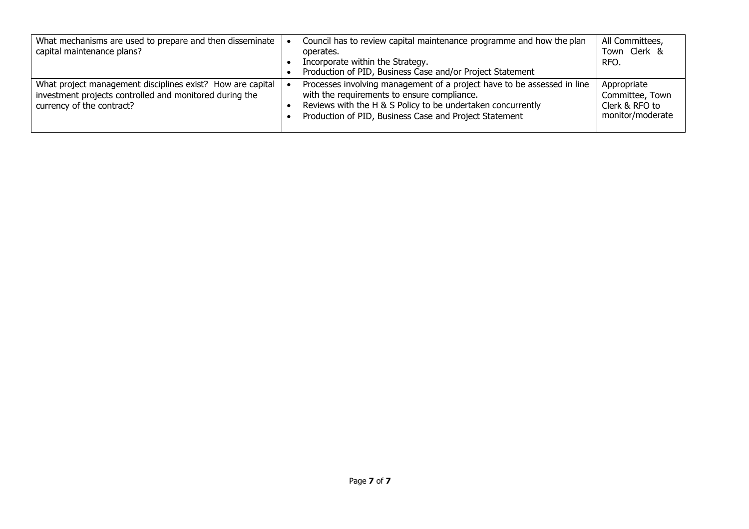| | | |
|---|---|---|
| What mechanisms are used to prepare and then disseminate capital maintenance plans? | • Council has to review capital maintenance programme and how the plan operates.<br>• Incorporate within the Strategy.<br>• Production of PID, Business Case and/or Project Statement | All Committees, Town Clerk & RFO. |
| What project management disciplines exist? How are capital investment projects controlled and monitored during the currency of the contract? | • Processes involving management of a project have to be assessed in line with the requirements to ensure compliance.<br>• Reviews with the H & S Policy to be undertaken concurrently<br>• Production of PID, Business Case and Project Statement | Appropriate Committee, Town Clerk & RFO to monitor/moderate |